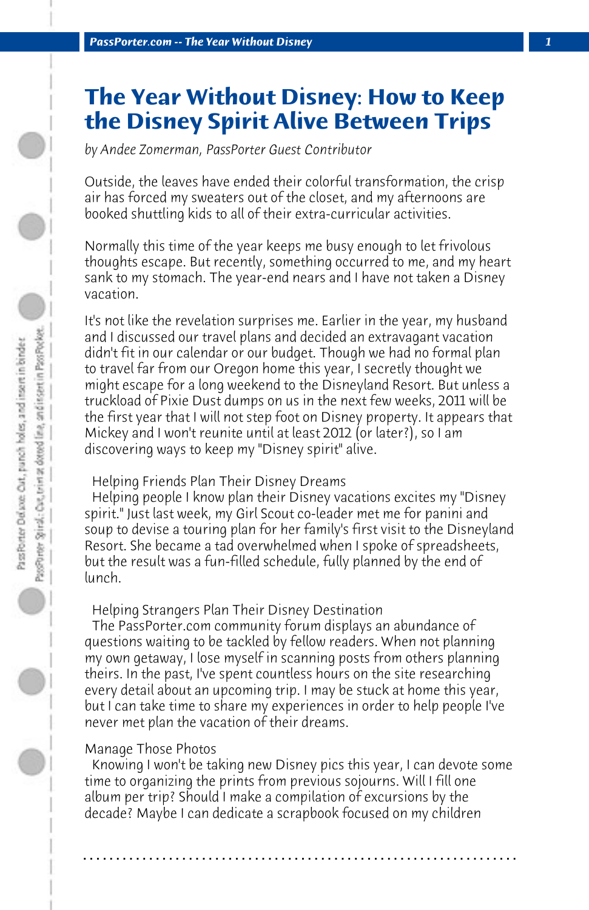# The Year Without Disney: How to Keep the Disney Spirit Alive Between Trips

*by Andee Zomerman, PassPorter Guest Contributor*

Outside, the leaves have ended their colorful transformation, the crisp air has forced my sweaters out of the closet, and my afternoons are booked shuttling kids to all of their extra-curricular activities.

Normally this time of the year keeps me busy enough to let frivolous thoughts escape. But recently, something occurred to me, and my heart sank to my stomach. The year-end nears and I have not taken a Disney vacation.

It's not like the revelation surprises me. Earlier in the year, my husband and I discussed our travel plans and decided an extravagant vacation didn't fit in our calendar or our budget. Though we had no formal plan to travel far from our Oregon home this year, I secretly thought we might escape for a long weekend to the Disneyland Resort. But unless a truckload of Pixie Dust dumps on us in the next few weeks, 2011 will be the first year that I will not step foot on Disney property. It appears that Mickey and I won't reunite until at least 2012 (or later?), so I am discovering ways to keep my "Disney spirit" alive.

Helping Friends Plan Their Disney Dreams

Helping people I know plan their Disney vacations excites my "Disney spirit." Just last week, my Girl Scout co-leader met me for panini and soup to devise a touring plan for her family's first visit to the Disneyland Resort. She became a tad overwhelmed when I spoke of spreadsheets, but the result was a fun-filled schedule, fully planned by the end of lunch.

Helping Strangers Plan Their Disney Destination

The PassPorter.com community forum displays an abundance of questions waiting to be tackled by fellow readers. When not planning my own getaway, I lose myself in scanning posts from others planning theirs. In the past, I've spent countless hours on the site researching every detail about an upcoming trip. I may be stuck at home this year, but I can take time to share my experiences in order to help people I've never met plan the vacation of their dreams.

Manage Those Photos

Knowing I won't be taking new Disney pics this year, I can devote some time to organizing the prints from previous sojourns. Will I fill one album per trip? Should I make a compilation of excursions by the decade? Maybe I can dedicate a scrapbook focused on my children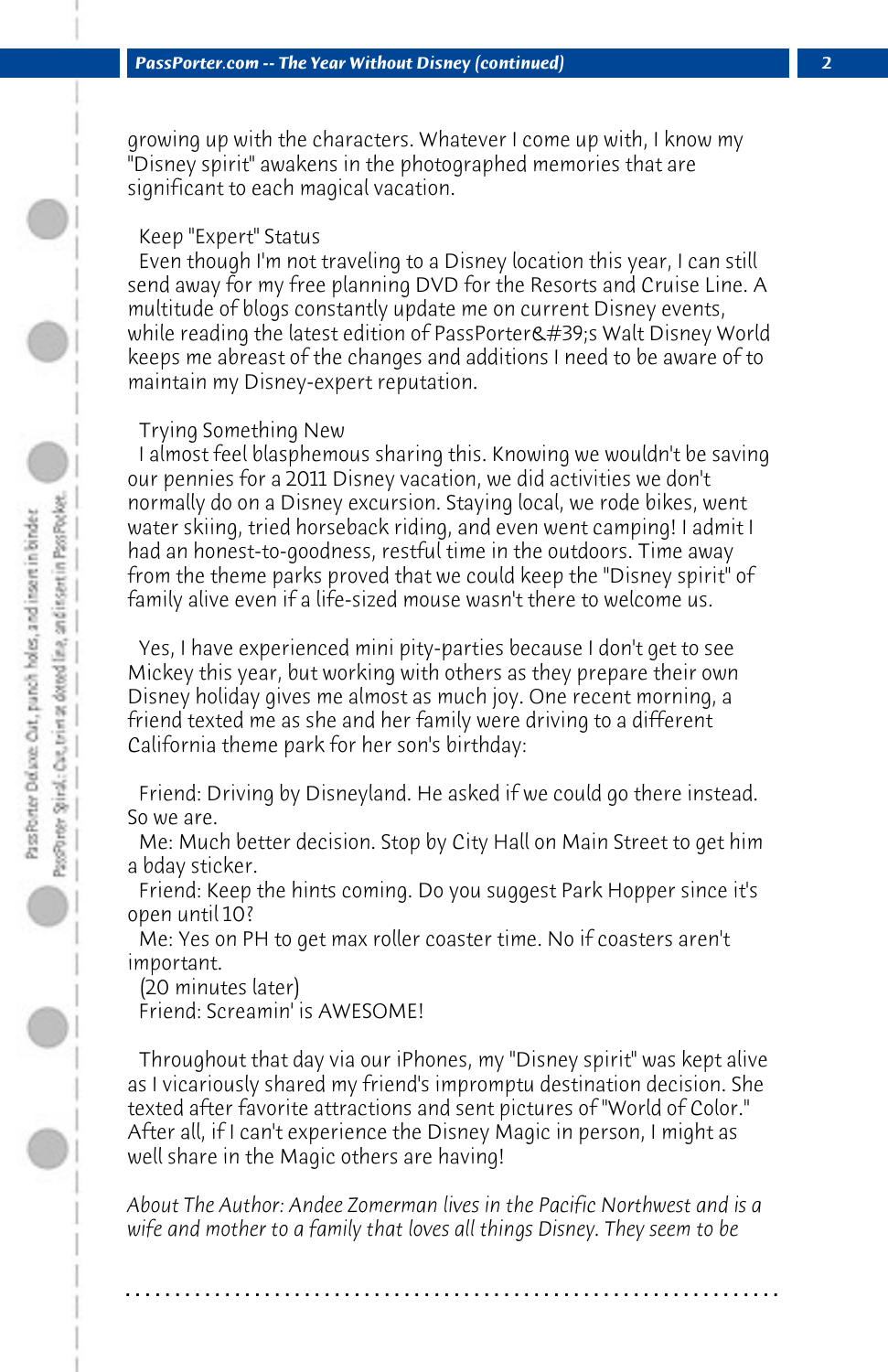growing up with the characters. Whatever I come up with, I know my "Disney spirit" awakens in the photographed memories that are significant to each magical vacation.

## Keep "Expert" Status

Even though I'm not traveling to a Disney location this year, I can still send away for my free planning DVD for the Resorts and Cruise Line. A multitude of blogs constantly update me on current Disney events, while reading the latest edition of PassPorter&#39;s Walt Disney World keeps me abreast of the changes and additions I need to be aware of to maintain my Disney-expert reputation.

## Trying Something New

I almost feel blasphemous sharing this. Knowing we wouldn't be saving our pennies for a 2011 Disney vacation, we did activities we don't normally do on a Disney excursion. Staying local, we rode bikes, went water skiing, tried horseback riding, and even went camping! I admit I had an honest-to-goodness, restful time in the outdoors. Time away from the theme parks proved that we could keep the "Disney spirit" of family alive even if a life-sized mouse wasn't there to welcome us.

Yes, I have experienced mini pity-parties because I don't get to see Mickey this year, but working with others as they prepare their own Disney holiday gives me almost as much joy. One recent morning, a friend texted me as she and her family were driving to a different California theme park for her son's birthday:

Friend: Driving by Disneyland. He asked if we could go there instead. So we are.
Me: Much better decision. Stop by City Hall on Main Street to get him a bday sticker.
Friend: Keep the hints coming. Do you suggest Park Hopper since it's open until 10?
Me: Yes on PH to get max roller coaster time. No if coasters aren't important.
(20 minutes later)
Friend: Screamin' is AWESOME!

Throughout that day via our iPhones, my "Disney spirit" was kept alive as I vicariously shared my friend's impromptu destination decision. She texted after favorite attractions and sent pictures of "World of Color." After all, if I can't experience the Disney Magic in person, I might as well share in the Magic others are having!

*About The Author: Andee Zomerman lives in the Pacific Northwest and is a wife and mother to a family that loves all things Disney. They seem to be*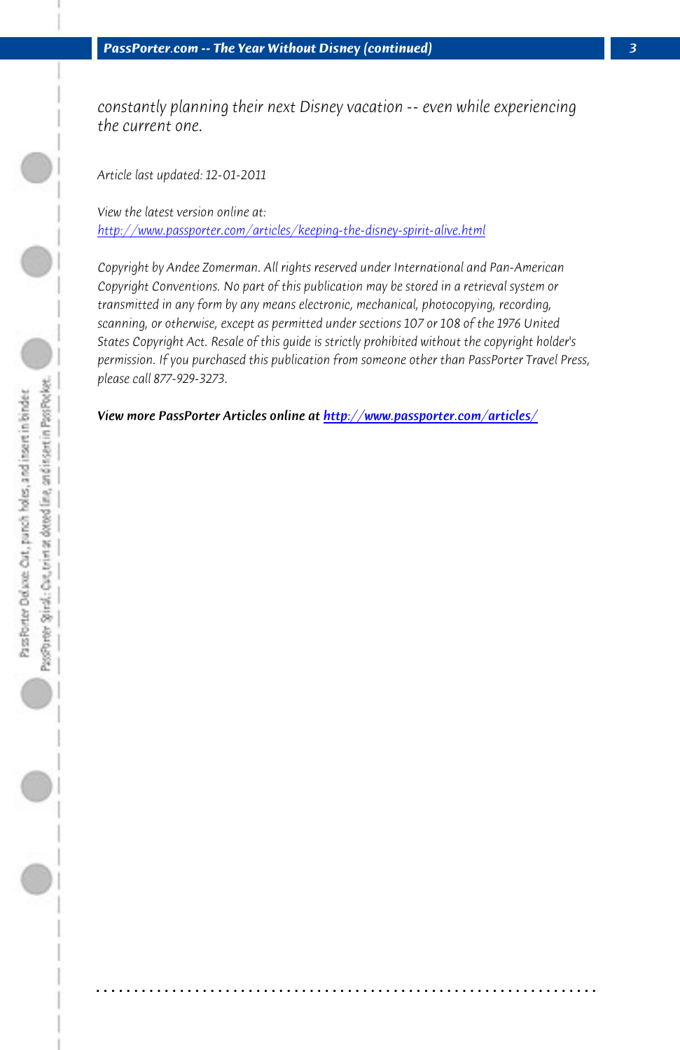*constantly planning their next Disney vacation -- even while experiencing the current one.*

*Article last updated: 12-01-2011*

*View the latest version online at:*
*http://www.passporter.com/articles/keeping-the-disney-spirit-alive.html*

*Copyright by Andee Zomerman. All rights reserved under International and Pan-American Copyright Conventions. No part of this publication may be stored in a retrieval system or transmitted in any form by any means electronic, mechanical, photocopying, recording, scanning, or otherwise, except as permitted under sections 107 or 108 of the 1976 United States Copyright Act. Resale of this guide is strictly prohibited without the copyright holder's permission. If you purchased this publication from someone other than PassPorter Travel Press, please call 877-929-3273.*

***View more PassPorter Articles online at http://www.passporter.com/articles/***